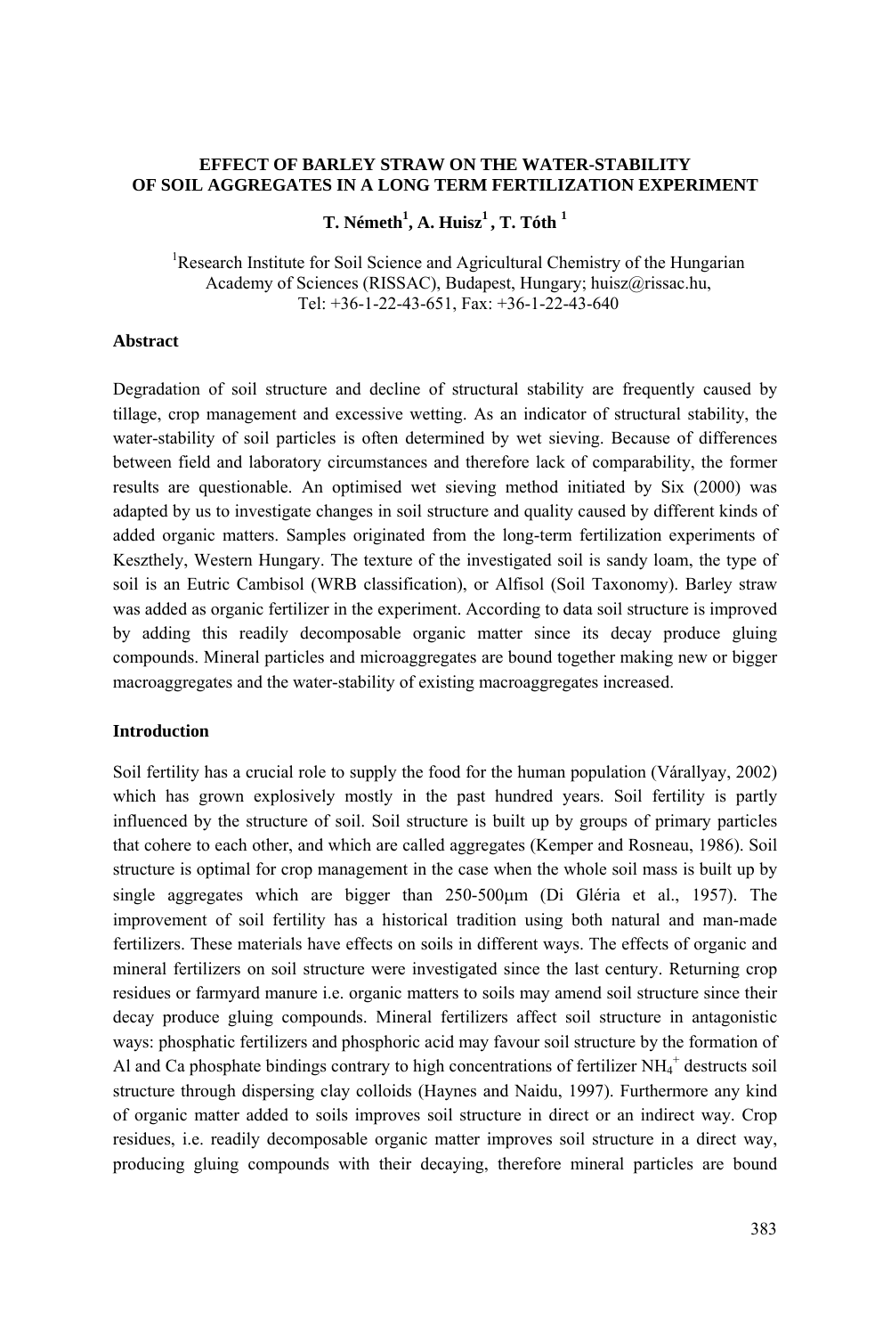# EFFECT OF BARLEY STRAW ON THE WATER-STABILITY OF SOIL AGGREGATES IN A LONG TERM FERTILIZATION EXPERIMENT

**T. Németh[1], A. Huisz[1], T. Tóth [1]**

[1]Research Institute for Soil Science and Agricultural Chemistry of the Hungarian Academy of Sciences (RISSAC), Budapest, Hungary; huisz@rissac.hu, Tel: +36-1-22-43-651, Fax: +36-1-22-43-640

## Abstract

Degradation of soil structure and decline of structural stability are frequently caused by tillage, crop management and excessive wetting. As an indicator of structural stability, the water-stability of soil particles is often determined by wet sieving. Because of differences between field and laboratory circumstances and therefore lack of comparability, the former results are questionable. An optimised wet sieving method initiated by Six (2000) was adapted by us to investigate changes in soil structure and quality caused by different kinds of added organic matters. Samples originated from the long-term fertilization experiments of Keszthely, Western Hungary. The texture of the investigated soil is sandy loam, the type of soil is an Eutric Cambisol (WRB classification), or Alfisol (Soil Taxonomy). Barley straw was added as organic fertilizer in the experiment. According to data soil structure is improved by adding this readily decomposable organic matter since its decay produce gluing compounds. Mineral particles and microaggregates are bound together making new or bigger macroaggregates and the water-stability of existing macroaggregates increased.

## Introduction

Soil fertility has a crucial role to supply the food for the human population (Várallyay, 2002) which has grown explosively mostly in the past hundred years. Soil fertility is partly influenced by the structure of soil. Soil structure is built up by groups of primary particles that cohere to each other, and which are called aggregates (Kemper and Rosneau, 1986). Soil structure is optimal for crop management in the case when the whole soil mass is built up by single aggregates which are bigger than 250-500μm (Di Gléria et al., 1957). The improvement of soil fertility has a historical tradition using both natural and man-made fertilizers. These materials have effects on soils in different ways. The effects of organic and mineral fertilizers on soil structure were investigated since the last century. Returning crop residues or farmyard manure i.e. organic matters to soils may amend soil structure since their decay produce gluing compounds. Mineral fertilizers affect soil structure in antagonistic ways: phosphatic fertilizers and phosphoric acid may favour soil structure by the formation of Al and Ca phosphate bindings contrary to high concentrations of fertilizer $NH_4^+$ destructs soil structure through dispersing clay colloids (Haynes and Naidu, 1997). Furthermore any kind of organic matter added to soils improves soil structure in direct or an indirect way. Crop residues, i.e. readily decomposable organic matter improves soil structure in a direct way, producing gluing compounds with their decaying, therefore mineral particles are bound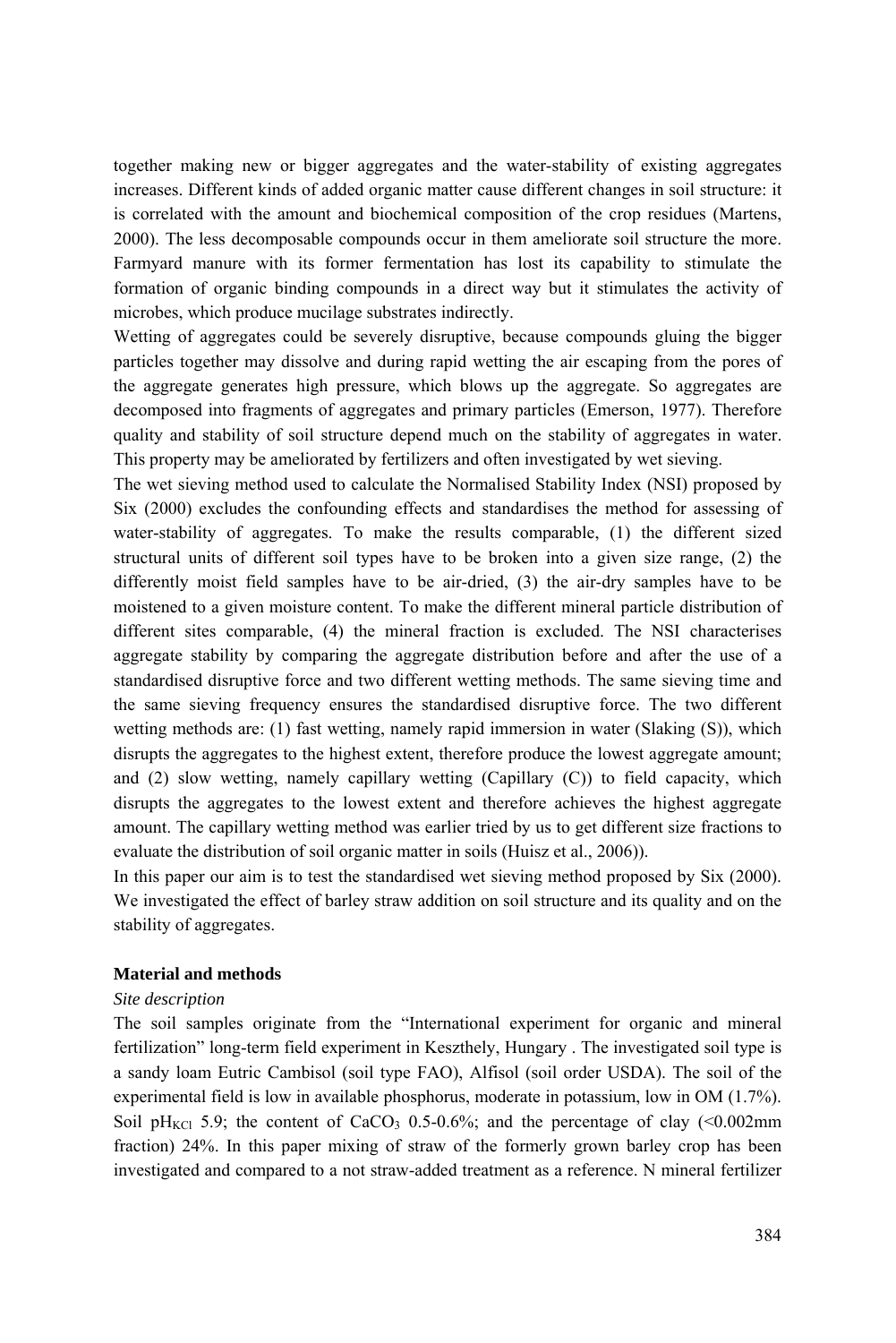together making new or bigger aggregates and the water-stability of existing aggregates increases. Different kinds of added organic matter cause different changes in soil structure: it is correlated with the amount and biochemical composition of the crop residues (Martens, 2000). The less decomposable compounds occur in them ameliorate soil structure the more. Farmyard manure with its former fermentation has lost its capability to stimulate the formation of organic binding compounds in a direct way but it stimulates the activity of microbes, which produce mucilage substrates indirectly.

Wetting of aggregates could be severely disruptive, because compounds gluing the bigger particles together may dissolve and during rapid wetting the air escaping from the pores of the aggregate generates high pressure, which blows up the aggregate. So aggregates are decomposed into fragments of aggregates and primary particles (Emerson, 1977). Therefore quality and stability of soil structure depend much on the stability of aggregates in water. This property may be ameliorated by fertilizers and often investigated by wet sieving.

The wet sieving method used to calculate the Normalised Stability Index (NSI) proposed by Six (2000) excludes the confounding effects and standardises the method for assessing of water-stability of aggregates. To make the results comparable, (1) the different sized structural units of different soil types have to be broken into a given size range, (2) the differently moist field samples have to be air-dried, (3) the air-dry samples have to be moistened to a given moisture content. To make the different mineral particle distribution of different sites comparable, (4) the mineral fraction is excluded. The NSI characterises aggregate stability by comparing the aggregate distribution before and after the use of a standardised disruptive force and two different wetting methods. The same sieving time and the same sieving frequency ensures the standardised disruptive force. The two different wetting methods are: (1) fast wetting, namely rapid immersion in water (Slaking (S)), which disrupts the aggregates to the highest extent, therefore produce the lowest aggregate amount; and (2) slow wetting, namely capillary wetting (Capillary (C)) to field capacity, which disrupts the aggregates to the lowest extent and therefore achieves the highest aggregate amount. The capillary wetting method was earlier tried by us to get different size fractions to evaluate the distribution of soil organic matter in soils (Huisz et al., 2006)).

In this paper our aim is to test the standardised wet sieving method proposed by Six (2000). We investigated the effect of barley straw addition on soil structure and its quality and on the stability of aggregates.

## Material and methods

### *Site description*

The soil samples originate from the "International experiment for organic and mineral fertilization" long-term field experiment in Keszthely, Hungary . The investigated soil type is a sandy loam Eutric Cambisol (soil type FAO), Alfisol (soil order USDA). The soil of the experimental field is low in available phosphorus, moderate in potassium, low in OM (1.7%). Soil $pH_{KCl}$ 5.9; the content of $CaCO_3$ 0.5-0.6%; and the percentage of clay (<0.002mm fraction) 24%. In this paper mixing of straw of the formerly grown barley crop has been investigated and compared to a not straw-added treatment as a reference. N mineral fertilizer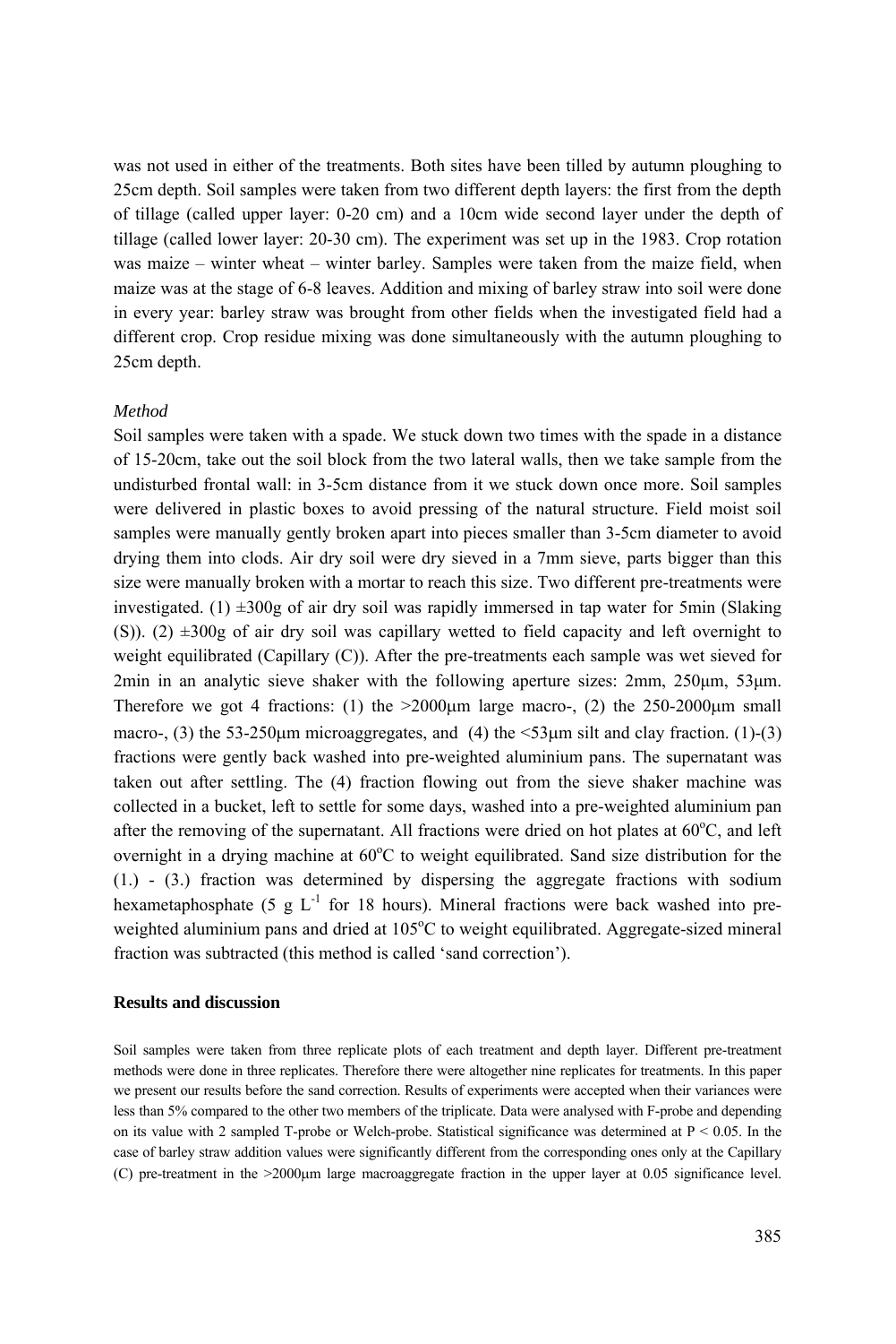was not used in either of the treatments. Both sites have been tilled by autumn ploughing to 25cm depth. Soil samples were taken from two different depth layers: the first from the depth of tillage (called upper layer: 0-20 cm) and a 10cm wide second layer under the depth of tillage (called lower layer: 20-30 cm). The experiment was set up in the 1983. Crop rotation was maize – winter wheat – winter barley. Samples were taken from the maize field, when maize was at the stage of 6-8 leaves. Addition and mixing of barley straw into soil were done in every year: barley straw was brought from other fields when the investigated field had a different crop. Crop residue mixing was done simultaneously with the autumn ploughing to 25cm depth.

*Method*

Soil samples were taken with a spade. We stuck down two times with the spade in a distance of 15-20cm, take out the soil block from the two lateral walls, then we take sample from the undisturbed frontal wall: in 3-5cm distance from it we stuck down once more. Soil samples were delivered in plastic boxes to avoid pressing of the natural structure. Field moist soil samples were manually gently broken apart into pieces smaller than 3-5cm diameter to avoid drying them into clods. Air dry soil were dry sieved in a 7mm sieve, parts bigger than this size were manually broken with a mortar to reach this size. Two different pre-treatments were investigated. (1) ±300g of air dry soil was rapidly immersed in tap water for 5min (Slaking (S)). (2) ±300g of air dry soil was capillary wetted to field capacity and left overnight to weight equilibrated (Capillary (C)). After the pre-treatments each sample was wet sieved for 2min in an analytic sieve shaker with the following aperture sizes: 2mm, 250μm, 53μm. Therefore we got 4 fractions: (1) the >2000μm large macro-, (2) the 250-2000μm small macro-, (3) the 53-250μm microaggregates, and (4) the <53μm silt and clay fraction. (1)-(3) fractions were gently back washed into pre-weighted aluminium pans. The supernatant was taken out after settling. The (4) fraction flowing out from the sieve shaker machine was collected in a bucket, left to settle for some days, washed into a pre-weighted aluminium pan after the removing of the supernatant. All fractions were dried on hot plates at 60°C, and left overnight in a drying machine at 60°C to weight equilibrated. Sand size distribution for the (1.) - (3.) fraction was determined by dispersing the aggregate fractions with sodium hexametaphosphate (5 g $L^{-1}$ for 18 hours). Mineral fractions were back washed into pre-weighted aluminium pans and dried at 105°C to weight equilibrated. Aggregate-sized mineral fraction was subtracted (this method is called 'sand correction').

## Results and discussion

Soil samples were taken from three replicate plots of each treatment and depth layer. Different pre-treatment methods were done in three replicates. Therefore there were altogether nine replicates for treatments. In this paper we present our results before the sand correction. Results of experiments were accepted when their variances were less than 5% compared to the other two members of the triplicate. Data were analysed with F-probe and depending on its value with 2 sampled T-probe or Welch-probe. Statistical significance was determined at $P < 0.05$. In the case of barley straw addition values were significantly different from the corresponding ones only at the Capillary (C) pre-treatment in the >2000μm large macroaggregate fraction in the upper layer at 0.05 significance level.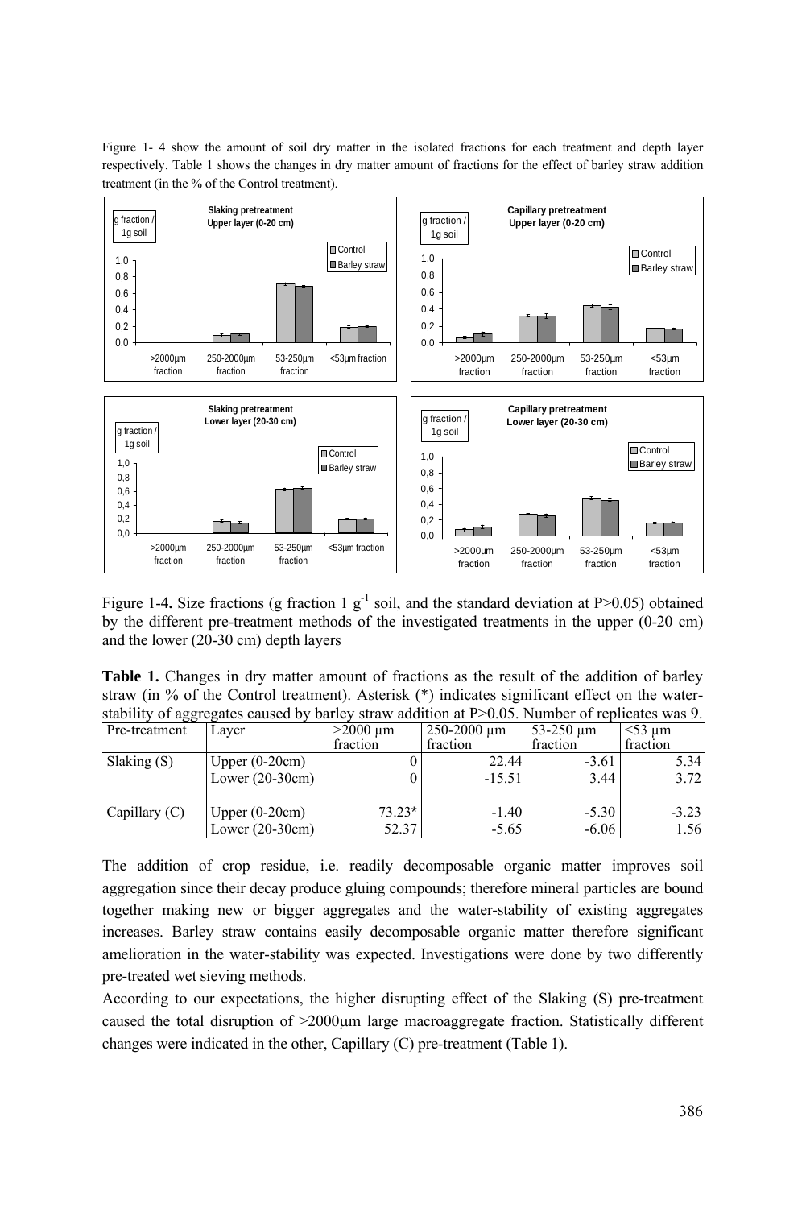Figure 1- 4 show the amount of soil dry matter in the isolated fractions for each treatment and depth layer respectively. Table 1 shows the changes in dry matter amount of fractions for the effect of barley straw addition treatment (in the % of the Control treatment).

Figure 1-4**.** Size fractions (g fraction 1 $g^{-1}$ soil, and the standard deviation at P>0.05) obtained by the different pre-treatment methods of the investigated treatments in the upper (0-20 cm) and the lower (20-30 cm) depth layers

**Table 1.** Changes in dry matter amount of fractions as the result of the addition of barley straw (in % of the Control treatment). Asterisk (*) indicates significant effect on the water-stability of aggregates caused by barley straw addition at P>0.05. Number of replicates was 9.

| Pre-treatment | Layer | >2000 µm fraction | 250-2000 µm fraction | 53-250 µm fraction | <53 µm fraction |
|---|---|---|---|---|---|
| Slaking (S) | Upper (0-20cm) | 0 | 22.44 | -3.61 | 5.34 |
| | Lower (20-30cm) | 0 | -15.51 | 3.44 | 3.72 |
| Capillary (C) | Upper (0-20cm) | 73.23* | -1.40 | -5.30 | -3.23 |
| | Lower (20-30cm) | 52.37 | -5.65 | -6.06 | 1.56 |

The addition of crop residue, i.e. readily decomposable organic matter improves soil aggregation since their decay produce gluing compounds; therefore mineral particles are bound together making new or bigger aggregates and the water-stability of existing aggregates increases. Barley straw contains easily decomposable organic matter therefore significant amelioration in the water-stability was expected. Investigations were done by two differently pre-treated wet sieving methods.

According to our expectations, the higher disrupting effect of the Slaking (S) pre-treatment caused the total disruption of >2000µm large macroaggregate fraction. Statistically different changes were indicated in the other, Capillary (C) pre-treatment (Table 1).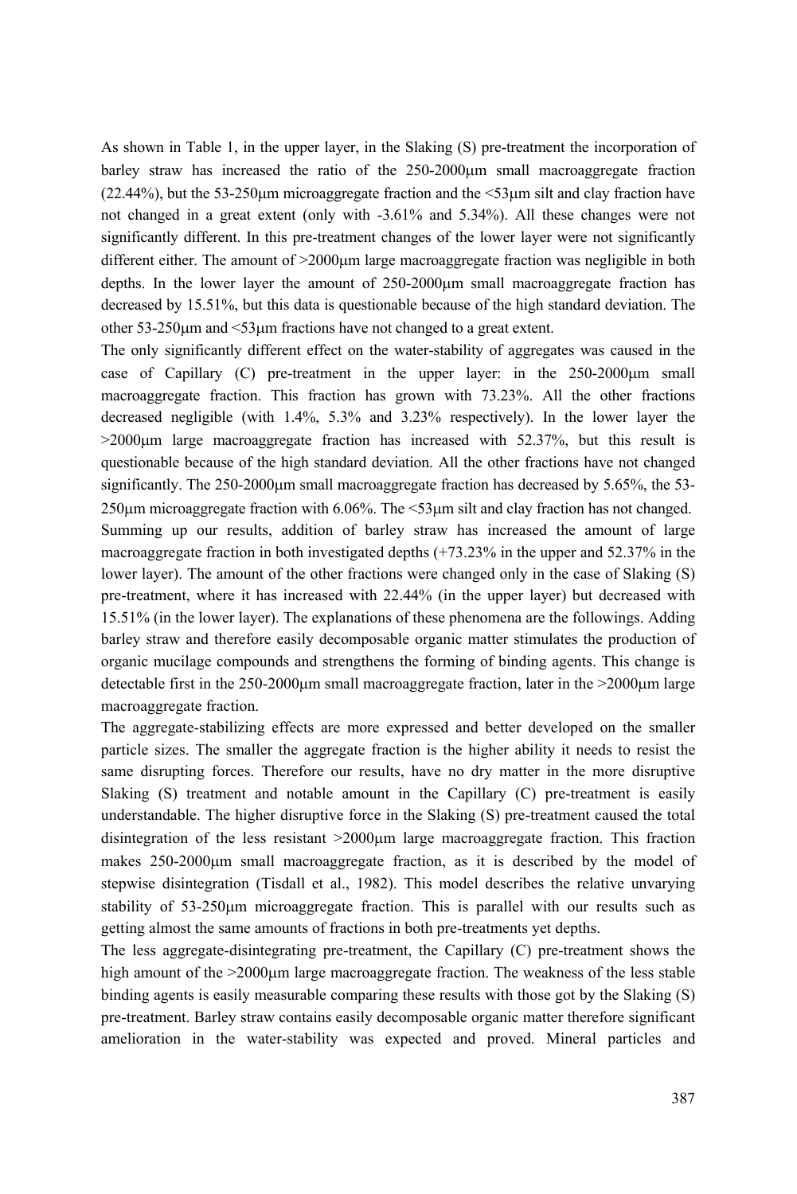As shown in Table 1, in the upper layer, in the Slaking (S) pre-treatment the incorporation of barley straw has increased the ratio of the 250-2000μm small macroaggregate fraction (22.44%), but the 53-250μm microaggregate fraction and the <53μm silt and clay fraction have not changed in a great extent (only with -3.61% and 5.34%). All these changes were not significantly different. In this pre-treatment changes of the lower layer were not significantly different either. The amount of >2000μm large macroaggregate fraction was negligible in both depths. In the lower layer the amount of 250-2000μm small macroaggregate fraction has decreased by 15.51%, but this data is questionable because of the high standard deviation. The other 53-250μm and <53μm fractions have not changed to a great extent.

The only significantly different effect on the water-stability of aggregates was caused in the case of Capillary (C) pre-treatment in the upper layer: in the 250-2000μm small macroaggregate fraction. This fraction has grown with 73.23%. All the other fractions decreased negligible (with 1.4%, 5.3% and 3.23% respectively). In the lower layer the >2000μm large macroaggregate fraction has increased with 52.37%, but this result is questionable because of the high standard deviation. All the other fractions have not changed significantly. The 250-2000μm small macroaggregate fraction has decreased by 5.65%, the 53-250μm microaggregate fraction with 6.06%. The <53μm silt and clay fraction has not changed.

Summing up our results, addition of barley straw has increased the amount of large macroaggregate fraction in both investigated depths (+73.23% in the upper and 52.37% in the lower layer). The amount of the other fractions were changed only in the case of Slaking (S) pre-treatment, where it has increased with 22.44% (in the upper layer) but decreased with 15.51% (in the lower layer). The explanations of these phenomena are the followings. Adding barley straw and therefore easily decomposable organic matter stimulates the production of organic mucilage compounds and strengthens the forming of binding agents. This change is detectable first in the 250-2000μm small macroaggregate fraction, later in the >2000μm large macroaggregate fraction.

The aggregate-stabilizing effects are more expressed and better developed on the smaller particle sizes. The smaller the aggregate fraction is the higher ability it needs to resist the same disrupting forces. Therefore our results, have no dry matter in the more disruptive Slaking (S) treatment and notable amount in the Capillary (C) pre-treatment is easily understandable. The higher disruptive force in the Slaking (S) pre-treatment caused the total disintegration of the less resistant >2000μm large macroaggregate fraction. This fraction makes 250-2000μm small macroaggregate fraction, as it is described by the model of stepwise disintegration (Tisdall et al., 1982). This model describes the relative unvarying stability of 53-250μm microaggregate fraction. This is parallel with our results such as getting almost the same amounts of fractions in both pre-treatments yet depths.

The less aggregate-disintegrating pre-treatment, the Capillary (C) pre-treatment shows the high amount of the >2000μm large macroaggregate fraction. The weakness of the less stable binding agents is easily measurable comparing these results with those got by the Slaking (S) pre-treatment. Barley straw contains easily decomposable organic matter therefore significant amelioration in the water-stability was expected and proved. Mineral particles and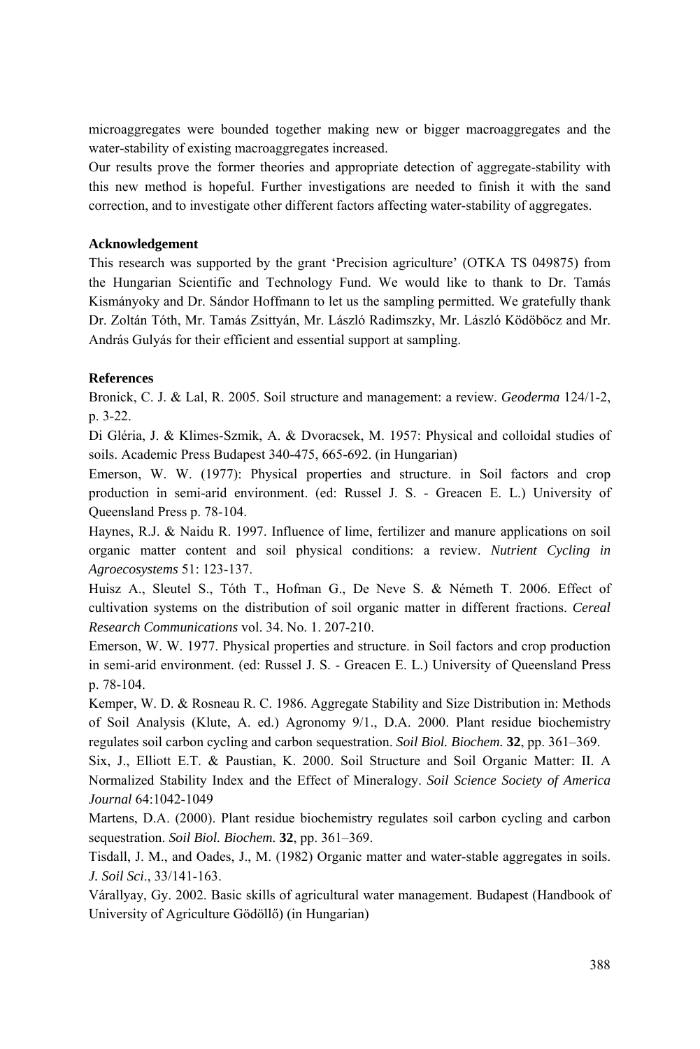microaggregates were bounded together making new or bigger macroaggregates and the water-stability of existing macroaggregates increased.

Our results prove the former theories and appropriate detection of aggregate-stability with this new method is hopeful. Further investigations are needed to finish it with the sand correction, and to investigate other different factors affecting water-stability of aggregates.

**Acknowledgement**

This research was supported by the grant 'Precision agriculture' (OTKA TS 049875) from the Hungarian Scientific and Technology Fund. We would like to thank to Dr. Tamás Kismányoky and Dr. Sándor Hoffmann to let us the sampling permitted. We gratefully thank Dr. Zoltán Tóth, Mr. Tamás Zsittyán, Mr. László Radimszky, Mr. László Ködöböcz and Mr. András Gulyás for their efficient and essential support at sampling.

**References**

Bronick, C. J. & Lal, R. 2005. Soil structure and management: a review. *Geoderma* 124/1-2, p. 3-22.

Di Gléria, J. & Klimes-Szmik, A. & Dvoracsek, M. 1957: Physical and colloidal studies of soils. Academic Press Budapest 340-475, 665-692. (in Hungarian)

Emerson, W. W. (1977): Physical properties and structure. in Soil factors and crop production in semi-arid environment. (ed: Russel J. S. - Greacen E. L.) University of Queensland Press p. 78-104.

Haynes, R.J. & Naidu R. 1997. Influence of lime, fertilizer and manure applications on soil organic matter content and soil physical conditions: a review. *Nutrient Cycling in Agroecosystems* 51: 123-137.

Huisz A., Sleutel S., Tóth T., Hofman G., De Neve S. & Németh T. 2006. Effect of cultivation systems on the distribution of soil organic matter in different fractions. *Cereal Research Communications* vol. 34. No. 1. 207-210.

Emerson, W. W. 1977. Physical properties and structure. in Soil factors and crop production in semi-arid environment. (ed: Russel J. S. - Greacen E. L.) University of Queensland Press p. 78-104.

Kemper, W. D. & Rosneau R. C. 1986. Aggregate Stability and Size Distribution in: Methods of Soil Analysis (Klute, A. ed.) Agronomy 9/1., D.A. 2000. Plant residue biochemistry regulates soil carbon cycling and carbon sequestration. *Soil Biol. Biochem.* **32**, pp. 361–369.

Six, J., Elliott E.T. & Paustian, K. 2000. Soil Structure and Soil Organic Matter: II. A Normalized Stability Index and the Effect of Mineralogy. *Soil Science Society of America Journal* 64:1042-1049

Martens, D.A. (2000). Plant residue biochemistry regulates soil carbon cycling and carbon sequestration. *Soil Biol. Biochem.* **32**, pp. 361–369.

Tisdall, J. M., and Oades, J., M. (1982) Organic matter and water-stable aggregates in soils. *J. Soil Sci*., 33/141-163.

Várallyay, Gy. 2002. Basic skills of agricultural water management. Budapest (Handbook of University of Agriculture Gödöllő) (in Hungarian)